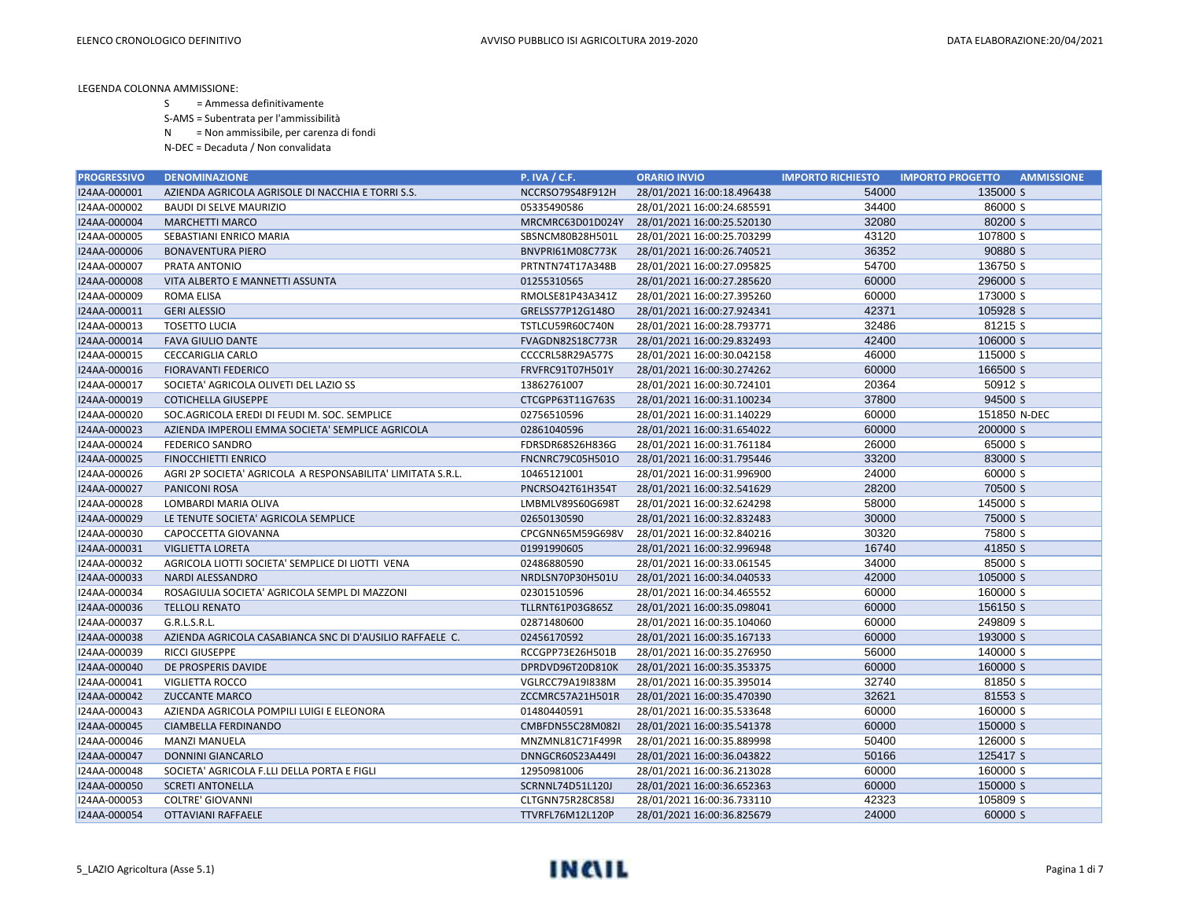ELENCO CRONOLOGICO DEFINITIVO

AVVISO PUBBLICO ISI AGRICOLTURA 2019-2020

DATA ELABORAZIONE:20/04/2021

LEGENDA COLONNA AMMISSIONE:

S = Ammessa definitivamente

S-AMS = Subentrata per l'ammissibilità

N = Non ammissibile, per carenza di fondi

N-DEC = Decaduta / Non convalidata

| PROGRESSIVO | DENOMINAZIONE | P. IVA / C.F. | ORARIO INVIO | IMPORTO RICHIESTO | IMPORTO PROGETTO | AMMISSIONE |
|---|---|---|---|---|---|---|
| I24AA-000001 | AZIENDA AGRICOLA AGRISOLE DI NACCHIA E TORRI S.S. | NCCRSO79S48F912H | 28/01/2021 16:00:18.496438 | 54000 | 135000 | S |
| I24AA-000002 | BAUDI DI SELVE MAURIZIO | 05335490586 | 28/01/2021 16:00:24.685591 | 34400 | 86000 | S |
| I24AA-000004 | MARCHETTI MARCO | MRCMRC63D01D024Y | 28/01/2021 16:00:25.520130 | 32080 | 80200 | S |
| I24AA-000005 | SEBASTIANI ENRICO MARIA | SBSNCM80B28H501L | 28/01/2021 16:00:25.703299 | 43120 | 107800 | S |
| I24AA-000006 | BONAVENTURA PIERO | BNVPRI61M08C773K | 28/01/2021 16:00:26.740521 | 36352 | 90880 | S |
| I24AA-000007 | PRATA ANTONIO | PRTNTN74T17A348B | 28/01/2021 16:00:27.095825 | 54700 | 136750 | S |
| I24AA-000008 | VITA ALBERTO E MANNETTI ASSUNTA | 01255310565 | 28/01/2021 16:00:27.285620 | 60000 | 296000 | S |
| I24AA-000009 | ROMA ELISA | RMOLSE81P43A341Z | 28/01/2021 16:00:27.395260 | 60000 | 173000 | S |
| I24AA-000011 | GERI ALESSIO | GRELSS77P12G148O | 28/01/2021 16:00:27.924341 | 42371 | 105928 | S |
| I24AA-000013 | TOSETTO LUCIA | TSTLCU59R60C740N | 28/01/2021 16:00:28.793771 | 32486 | 81215 | S |
| I24AA-000014 | FAVA GIULIO DANTE | FVAGDN82S18C773R | 28/01/2021 16:00:29.832493 | 42400 | 106000 | S |
| I24AA-000015 | CECCARIGLIA CARLO | CCCCRL58R29A577S | 28/01/2021 16:00:30.042158 | 46000 | 115000 | S |
| I24AA-000016 | FIORAVANTI FEDERICO | FRVFRC91T07H501Y | 28/01/2021 16:00:30.274262 | 60000 | 166500 | S |
| I24AA-000017 | SOCIETA' AGRICOLA OLIVETI DEL LAZIO SS | 13862761007 | 28/01/2021 16:00:30.724101 | 20364 | 50912 | S |
| I24AA-000019 | COTICHELLA GIUSEPPE | CTCGPP63T11G763S | 28/01/2021 16:00:31.100234 | 37800 | 94500 | S |
| I24AA-000020 | SOC.AGRICOLA EREDI DI FEUDI M. SOC. SEMPLICE | 02756510596 | 28/01/2021 16:00:31.140229 | 60000 | 151850 | N-DEC |
| I24AA-000023 | AZIENDA IMPEROLI EMMA SOCIETA' SEMPLICE AGRICOLA | 02861040596 | 28/01/2021 16:00:31.654022 | 60000 | 200000 | S |
| I24AA-000024 | FEDERICO SANDRO | FDRSDR68S26H836G | 28/01/2021 16:00:31.761184 | 26000 | 65000 | S |
| I24AA-000025 | FINOCCHIETTI ENRICO | FNCNRC79C05H501O | 28/01/2021 16:00:31.795446 | 33200 | 83000 | S |
| I24AA-000026 | AGRI 2P SOCIETA' AGRICOLA A RESPONSABILITA' LIMITATA S.R.L. | 10465121001 | 28/01/2021 16:00:31.996900 | 24000 | 60000 | S |
| I24AA-000027 | PANICONI ROSA | PNCRSO42T61H354T | 28/01/2021 16:00:32.541629 | 28200 | 70500 | S |
| I24AA-000028 | LOMBARDI MARIA OLIVA | LMBMLV89S60G698T | 28/01/2021 16:00:32.624298 | 58000 | 145000 | S |
| I24AA-000029 | LE TENUTE SOCIETA' AGRICOLA SEMPLICE | 02650130590 | 28/01/2021 16:00:32.832483 | 30000 | 75000 | S |
| I24AA-000030 | CAPOCCETTA GIOVANNA | CPCGNN65M59G698V | 28/01/2021 16:00:32.840216 | 30320 | 75800 | S |
| I24AA-000031 | VIGLIETTA LORETA | 01991990605 | 28/01/2021 16:00:32.996948 | 16740 | 41850 | S |
| I24AA-000032 | AGRICOLA LIOTTI SOCIETA' SEMPLICE DI LIOTTI VENA | 02486880590 | 28/01/2021 16:00:33.061545 | 34000 | 85000 | S |
| I24AA-000033 | NARDI ALESSANDRO | NRDLSN70P30H501U | 28/01/2021 16:00:34.040533 | 42000 | 105000 | S |
| I24AA-000034 | ROSAGIULIA SOCIETA' AGRICOLA SEMPL DI MAZZONI | 02301510596 | 28/01/2021 16:00:34.465552 | 60000 | 160000 | S |
| I24AA-000036 | TELLOLI RENATO | TLLRNT61P03G865Z | 28/01/2021 16:00:35.098041 | 60000 | 156150 | S |
| I24AA-000037 | G.R.L.S.R.L. | 02871480600 | 28/01/2021 16:00:35.104060 | 60000 | 249809 | S |
| I24AA-000038 | AZIENDA AGRICOLA CASABIANCA SNC DI D'AUSILIO RAFFAELE C. | 02456170592 | 28/01/2021 16:00:35.167133 | 60000 | 193000 | S |
| I24AA-000039 | RICCI GIUSEPPE | RCCGPP73E26H501B | 28/01/2021 16:00:35.276950 | 56000 | 140000 | S |
| I24AA-000040 | DE PROSPERIS DAVIDE | DPRDVD96T20D810K | 28/01/2021 16:00:35.353375 | 60000 | 160000 | S |
| I24AA-000041 | VIGLIETTA ROCCO | VGLRCC79A19I838M | 28/01/2021 16:00:35.395014 | 32740 | 81850 | S |
| I24AA-000042 | ZUCCANTE MARCO | ZCCMRC57A21H501R | 28/01/2021 16:00:35.470390 | 32621 | 81553 | S |
| I24AA-000043 | AZIENDA AGRICOLA POMPILI LUIGI E ELEONORA | 01480440591 | 28/01/2021 16:00:35.533648 | 60000 | 160000 | S |
| I24AA-000045 | CIAMBELLA FERDINANDO | CMBFDN55C28M082I | 28/01/2021 16:00:35.541378 | 60000 | 150000 | S |
| I24AA-000046 | MANZI MANUELA | MNZMNL81C71F499R | 28/01/2021 16:00:35.889998 | 50400 | 126000 | S |
| I24AA-000047 | DONNINI GIANCARLO | DNNGCR60S23A449I | 28/01/2021 16:00:36.043822 | 50166 | 125417 | S |
| I24AA-000048 | SOCIETA' AGRICOLA F.LLI DELLA PORTA E FIGLI | 12950981006 | 28/01/2021 16:00:36.213028 | 60000 | 160000 | S |
| I24AA-000050 | SCRETI ANTONELLA | SCRNNL74D51L120J | 28/01/2021 16:00:36.652363 | 60000 | 150000 | S |
| I24AA-000053 | COLTRE' GIOVANNI | CLTGNN75R28C858J | 28/01/2021 16:00:36.733110 | 42323 | 105809 | S |
| I24AA-000054 | OTTAVIANI RAFFAELE | TTVRFL76M12L120P | 28/01/2021 16:00:36.825679 | 24000 | 60000 | S |

5_LAZIO Agricoltura (Asse 5.1)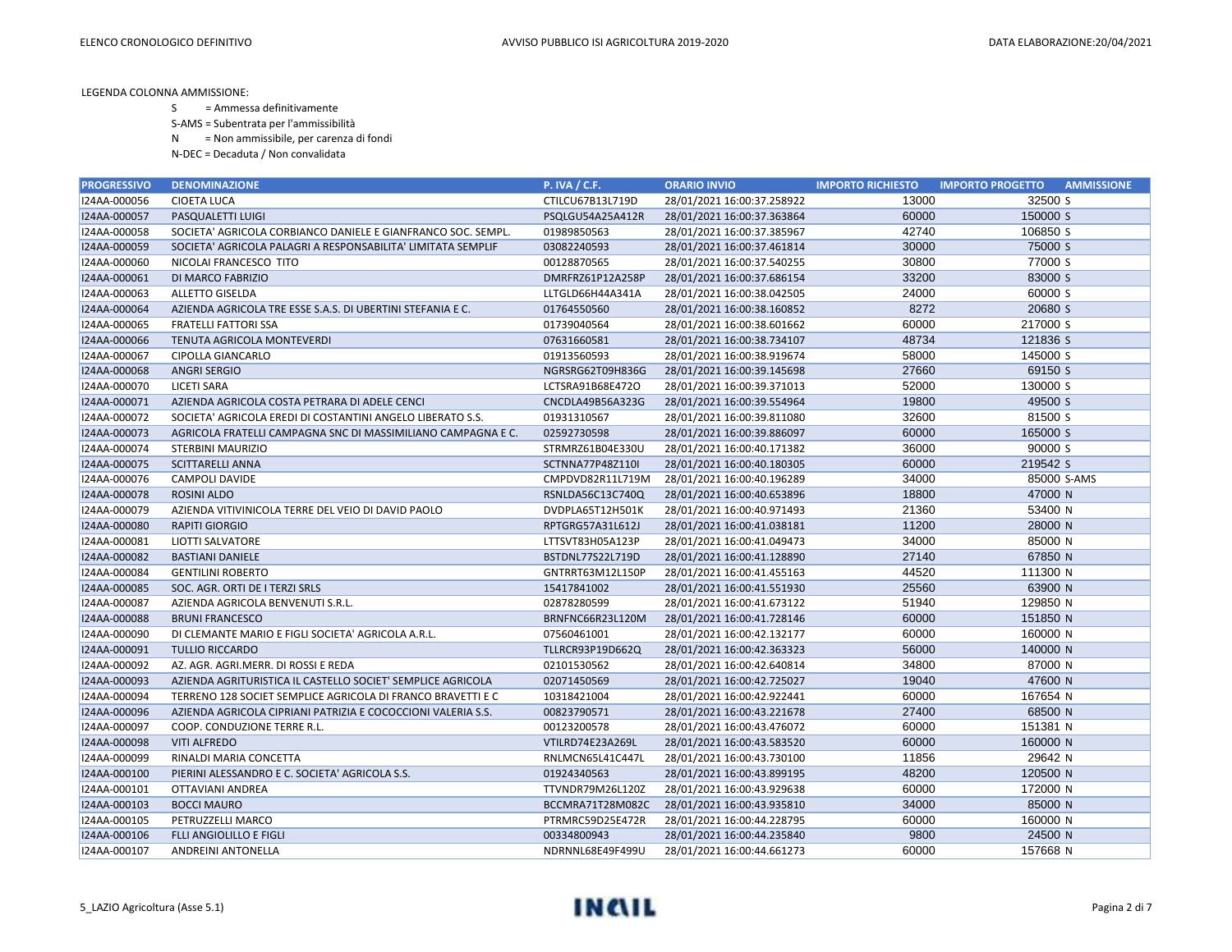LEGENDA COLONNA AMMISSIONE:

- S = Ammessa definitivamente
- S-AMS = Subentrata per l'ammissibilità
- N = Non ammissibile, per carenza di fondi
- N-DEC = Decaduta / Non convalidata

| PROGRESSIVO | DENOMINAZIONE | P. IVA / C.F. | ORARIO INVIO | IMPORTO RICHIESTO | IMPORTO PROGETTO | AMMISSIONE |
|---|---|---|---|---|---|---|
| I24AA-000056 | CIOETA LUCA | CTILCU67B13L719D | 28/01/2021 16:00:37.258922 | 13000 | 32500 | S |
| I24AA-000057 | PASQUALETTI LUIGI | PSQLGU54A25A412R | 28/01/2021 16:00:37.363864 | 60000 | 150000 | S |
| I24AA-000058 | SOCIETA' AGRICOLA CORBIANCO DANIELE E GIANFRANCO SOC. SEMPL. | 01989850563 | 28/01/2021 16:00:37.385967 | 42740 | 106850 | S |
| I24AA-000059 | SOCIETA' AGRICOLA PALAGRI A RESPONSABILITA' LIMITATA SEMPLIF | 03082240593 | 28/01/2021 16:00:37.461814 | 30000 | 75000 | S |
| I24AA-000060 | NICOLAI FRANCESCO TITO | 00128870565 | 28/01/2021 16:00:37.540255 | 30800 | 77000 | S |
| I24AA-000061 | DI MARCO FABRIZIO | DMRFRZ61P12A258P | 28/01/2021 16:00:37.686154 | 33200 | 83000 | S |
| I24AA-000063 | ALLETTO GISELDA | LLTGLD66H44A341A | 28/01/2021 16:00:38.042505 | 24000 | 60000 | S |
| I24AA-000064 | AZIENDA AGRICOLA TRE ESSE S.A.S. DI UBERTINI STEFANIA E C. | 01764550560 | 28/01/2021 16:00:38.160852 | 8272 | 20680 | S |
| I24AA-000065 | FRATELLI FATTORI SSA | 01739040564 | 28/01/2021 16:00:38.601662 | 60000 | 217000 | S |
| I24AA-000066 | TENUTA AGRICOLA MONTEVERDI | 07631660581 | 28/01/2021 16:00:38.734107 | 48734 | 121836 | S |
| I24AA-000067 | CIPOLLA GIANCARLO | 01913560593 | 28/01/2021 16:00:38.919674 | 58000 | 145000 | S |
| I24AA-000068 | ANGRI SERGIO | NGRSRG62T09H836G | 28/01/2021 16:00:39.145698 | 27660 | 69150 | S |
| I24AA-000070 | LICETI SARA | LCTSRA91B68E472O | 28/01/2021 16:00:39.371013 | 52000 | 130000 | S |
| I24AA-000071 | AZIENDA AGRICOLA COSTA PETRARA DI ADELE CENCI | CNCDLA49B56A323G | 28/01/2021 16:00:39.554964 | 19800 | 49500 | S |
| I24AA-000072 | SOCIETA' AGRICOLA EREDI DI COSTANTINI ANGELO LIBERATO S.S. | 01931310567 | 28/01/2021 16:00:39.811080 | 32600 | 81500 | S |
| I24AA-000073 | AGRICOLA FRATELLI CAMPAGNA SNC DI MASSIMILIANO CAMPAGNA E C. | 02592730598 | 28/01/2021 16:00:39.886097 | 60000 | 165000 | S |
| I24AA-000074 | STERBINI MAURIZIO | STRMRZ61B04E330U | 28/01/2021 16:00:40.171382 | 36000 | 90000 | S |
| I24AA-000075 | SCITTARELLI ANNA | SCTNNA77P48Z110I | 28/01/2021 16:00:40.180305 | 60000 | 219542 | S |
| I24AA-000076 | CAMPOLI DAVIDE | CMPDVD82R11L719M | 28/01/2021 16:00:40.196289 | 34000 | 85000 | S-AMS |
| I24AA-000078 | ROSINI ALDO | RSNLDA56C13C740Q | 28/01/2021 16:00:40.653896 | 18800 | 47000 | N |
| I24AA-000079 | AZIENDA VITIVINICOLA TERRE DEL VEIO DI DAVID PAOLO | DVDPLA65T12H501K | 28/01/2021 16:00:40.971493 | 21360 | 53400 | N |
| I24AA-000080 | RAPITI GIORGIO | RPTGRG57A31L612J | 28/01/2021 16:00:41.038181 | 11200 | 28000 | N |
| I24AA-000081 | LIOTTI SALVATORE | LTTSVT83H05A123P | 28/01/2021 16:00:41.049473 | 34000 | 85000 | N |
| I24AA-000082 | BASTIANI DANIELE | BSTDNL77S22L719D | 28/01/2021 16:00:41.128890 | 27140 | 67850 | N |
| I24AA-000084 | GENTILINI ROBERTO | GNTRRT63M12L150P | 28/01/2021 16:00:41.455163 | 44520 | 111300 | N |
| I24AA-000085 | SOC. AGR. ORTI DE I TERZI SRLS | 15417841002 | 28/01/2021 16:00:41.551930 | 25560 | 63900 | N |
| I24AA-000087 | AZIENDA AGRICOLA BENVENUTI S.R.L. | 02878280599 | 28/01/2021 16:00:41.673122 | 51940 | 129850 | N |
| I24AA-000088 | BRUNI FRANCESCO | BRNFNC66R23L120M | 28/01/2021 16:00:41.728146 | 60000 | 151850 | N |
| I24AA-000090 | DI CLEMANTE MARIO E FIGLI SOCIETA' AGRICOLA A.R.L. | 07560461001 | 28/01/2021 16:00:42.132177 | 60000 | 160000 | N |
| I24AA-000091 | TULLIO RICCARDO | TLLRCR93P19D662Q | 28/01/2021 16:00:42.363323 | 56000 | 140000 | N |
| I24AA-000092 | AZ. AGR. AGRI.MERR. DI ROSSI E REDA | 02101530562 | 28/01/2021 16:00:42.640814 | 34800 | 87000 | N |
| I24AA-000093 | AZIENDA AGRITURISTICA IL CASTELLO SOCIET' SEMPLICE AGRICOLA | 02071450569 | 28/01/2021 16:00:42.725027 | 19040 | 47600 | N |
| I24AA-000094 | TERRENO 128 SOCIET SEMPLICE AGRICOLA DI FRANCO BRAVETTI E C | 10318421004 | 28/01/2021 16:00:42.922441 | 60000 | 167654 | N |
| I24AA-000096 | AZIENDA AGRICOLA CIPRIANI PATRIZIA E COCOCCIONI VALERIA S.S. | 00823790571 | 28/01/2021 16:00:43.221678 | 27400 | 68500 | N |
| I24AA-000097 | COOP. CONDUZIONE TERRE R.L. | 00123200578 | 28/01/2021 16:00:43.476072 | 60000 | 151381 | N |
| I24AA-000098 | VITI ALFREDO | VTILRD74E23A269L | 28/01/2021 16:00:43.583520 | 60000 | 160000 | N |
| I24AA-000099 | RINALDI MARIA CONCETTA | RNLMCN65L41C447L | 28/01/2021 16:00:43.730100 | 11856 | 29642 | N |
| I24AA-000100 | PIERINI ALESSANDRO E C. SOCIETA' AGRICOLA S.S. | 01924340563 | 28/01/2021 16:00:43.899195 | 48200 | 120500 | N |
| I24AA-000101 | OTTAVIANI ANDREA | TTVNDR79M26L120Z | 28/01/2021 16:00:43.929638 | 60000 | 172000 | N |
| I24AA-000103 | BOCCI MAURO | BCCMRA71T28M082C | 28/01/2021 16:00:43.935810 | 34000 | 85000 | N |
| I24AA-000105 | PETRUZZELLI MARCO | PTRMRC59D25E472R | 28/01/2021 16:00:44.228795 | 60000 | 160000 | N |
| I24AA-000106 | FLLI ANGIOLILLO E FIGLI | 00334800943 | 28/01/2021 16:00:44.235840 | 9800 | 24500 | N |
| I24AA-000107 | ANDREINI ANTONELLA | NDRNNL68E49F499U | 28/01/2021 16:00:44.661273 | 60000 | 157668 | N |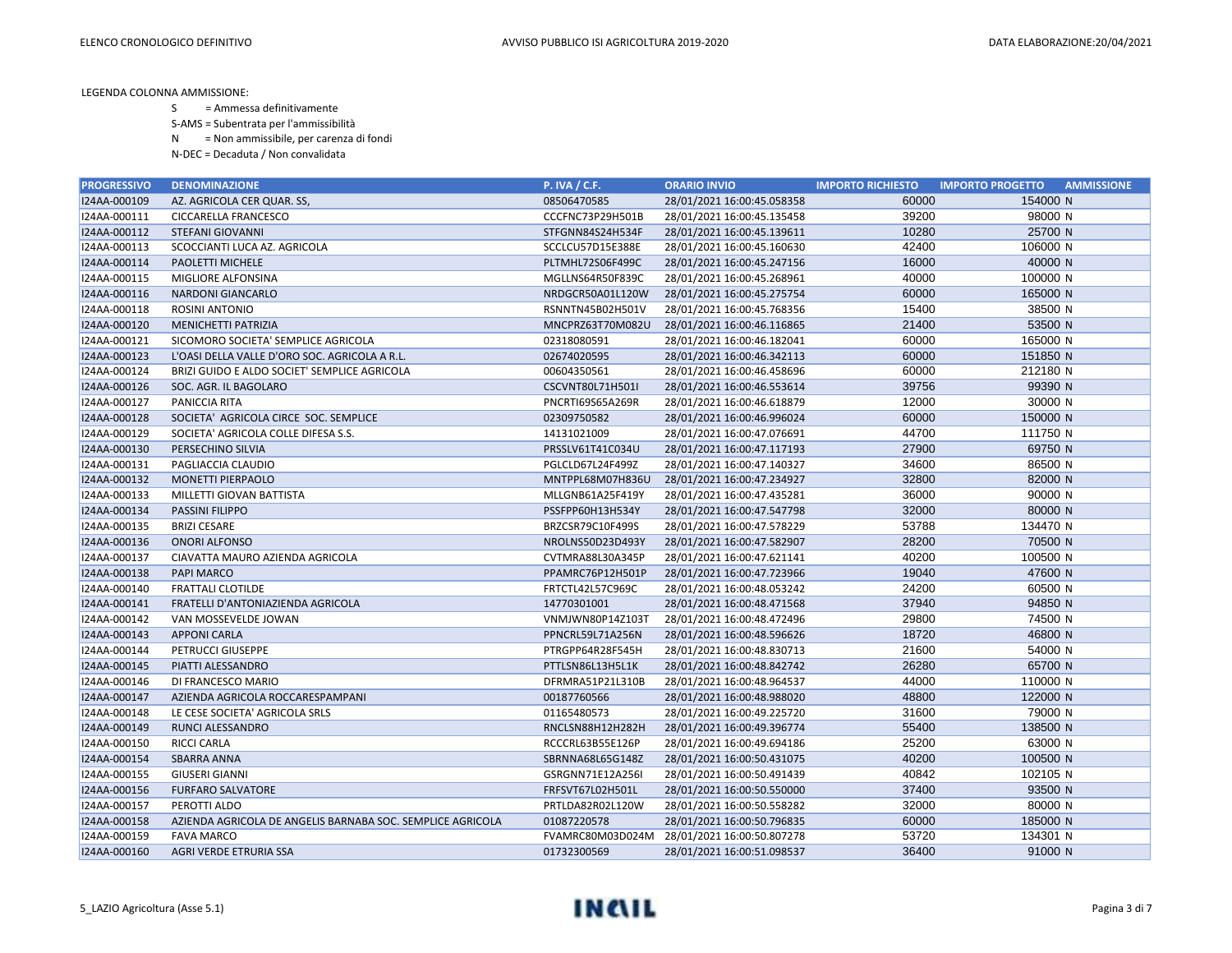LEGENDA COLONNA AMMISSIONE:

S = Ammessa definitivamente

S-AMS = Subentrata per l'ammissibilità

N = Non ammissibile, per carenza di fondi

N-DEC = Decaduta / Non convalidata

| PROGRESSIVO | DENOMINAZIONE | P. IVA / C.F. | ORARIO INVIO | IMPORTO RICHIESTO | IMPORTO PROGETTO | AMMISSIONE |
|---|---|---|---|---|---|---|
| I24AA-000109 | AZ. AGRICOLA CER QUAR. SS, | 08506470585 | 28/01/2021 16:00:45.058358 | 60000 | 154000 | N |
| I24AA-000111 | CICCARELLA FRANCESCO | CCCFNC73P29H501B | 28/01/2021 16:00:45.135458 | 39200 | 98000 | N |
| I24AA-000112 | STEFANI GIOVANNI | STFGNN84S24H534F | 28/01/2021 16:00:45.139611 | 10280 | 25700 | N |
| I24AA-000113 | SCOCCIANTI LUCA AZ. AGRICOLA | SCCLCU57D15E388E | 28/01/2021 16:00:45.160630 | 42400 | 106000 | N |
| I24AA-000114 | PAOLETTI MICHELE | PLTMHL72S06F499C | 28/01/2021 16:00:45.247156 | 16000 | 40000 | N |
| I24AA-000115 | MIGLIORE ALFONSINA | MGLLNS64R50F839C | 28/01/2021 16:00:45.268961 | 40000 | 100000 | N |
| I24AA-000116 | NARDONI GIANCARLO | NRDGCR50A01L120W | 28/01/2021 16:00:45.275754 | 60000 | 165000 | N |
| I24AA-000118 | ROSINI ANTONIO | RSNNTN45B02H501V | 28/01/2021 16:00:45.768356 | 15400 | 38500 | N |
| I24AA-000120 | MENICHETTI PATRIZIA | MNCPRZ63T70M082U | 28/01/2021 16:00:46.116865 | 21400 | 53500 | N |
| I24AA-000121 | SICOMORO SOCIETA' SEMPLICE AGRICOLA | 02318080591 | 28/01/2021 16:00:46.182041 | 60000 | 165000 | N |
| I24AA-000123 | L'OASI DELLA VALLE D'ORO SOC. AGRICOLA A R.L. | 02674020595 | 28/01/2021 16:00:46.342113 | 60000 | 151850 | N |
| I24AA-000124 | BRIZI GUIDO E ALDO SOCIET' SEMPLICE AGRICOLA | 00604350561 | 28/01/2021 16:00:46.458696 | 60000 | 212180 | N |
| I24AA-000126 | SOC. AGR. IL BAGOLARO | CSCVNT80L71H501I | 28/01/2021 16:00:46.553614 | 39756 | 99390 | N |
| I24AA-000127 | PANICCIA RITA | PNCRTI69S65A269R | 28/01/2021 16:00:46.618879 | 12000 | 30000 | N |
| I24AA-000128 | SOCIETA' AGRICOLA CIRCE SOC. SEMPLICE | 02309750582 | 28/01/2021 16:00:46.996024 | 60000 | 150000 | N |
| I24AA-000129 | SOCIETA' AGRICOLA COLLE DIFESA S.S. | 14131021009 | 28/01/2021 16:00:47.076691 | 44700 | 111750 | N |
| I24AA-000130 | PERSECHINO SILVIA | PRSSLV61T41C034U | 28/01/2021 16:00:47.117193 | 27900 | 69750 | N |
| I24AA-000131 | PAGLIACCIA CLAUDIO | PGLCLD67L24F499Z | 28/01/2021 16:00:47.140327 | 34600 | 86500 | N |
| I24AA-000132 | MONETTI PIERPAOLO | MNTPPL68M07H836U | 28/01/2021 16:00:47.234927 | 32800 | 82000 | N |
| I24AA-000133 | MILLETTI GIOVAN BATTISTA | MLLGNB61A25F419Y | 28/01/2021 16:00:47.435281 | 36000 | 90000 | N |
| I24AA-000134 | PASSINI FILIPPO | PSSFPP60H13H534Y | 28/01/2021 16:00:47.547798 | 32000 | 80000 | N |
| I24AA-000135 | BRIZI CESARE | BRZCSR79C10F499S | 28/01/2021 16:00:47.578229 | 53788 | 134470 | N |
| I24AA-000136 | ONORI ALFONSO | NROLNS50D23D493Y | 28/01/2021 16:00:47.582907 | 28200 | 70500 | N |
| I24AA-000137 | CIAVATTA MAURO AZIENDA AGRICOLA | CVTMRA88L30A345P | 28/01/2021 16:00:47.621141 | 40200 | 100500 | N |
| I24AA-000138 | PAPI MARCO | PPAMRC76P12H501P | 28/01/2021 16:00:47.723966 | 19040 | 47600 | N |
| I24AA-000140 | FRATTALI CLOTILDE | FRTCTL42L57C969C | 28/01/2021 16:00:48.053242 | 24200 | 60500 | N |
| I24AA-000141 | FRATELLI D'ANTONIAZIENDA AGRICOLA | 14770301001 | 28/01/2021 16:00:48.471568 | 37940 | 94850 | N |
| I24AA-000142 | VAN MOSSEVELDE JOWAN | VNMJWN80P14Z103T | 28/01/2021 16:00:48.472496 | 29800 | 74500 | N |
| I24AA-000143 | APPONI CARLA | PPNCRL59L71A256N | 28/01/2021 16:00:48.596626 | 18720 | 46800 | N |
| I24AA-000144 | PETRUCCI GIUSEPPE | PTRGPP64R28F545H | 28/01/2021 16:00:48.830713 | 21600 | 54000 | N |
| I24AA-000145 | PIATTI ALESSANDRO | PTTLSN86L13H5L1K | 28/01/2021 16:00:48.842742 | 26280 | 65700 | N |
| I24AA-000146 | DI FRANCESCO MARIO | DFRMRA51P21L310B | 28/01/2021 16:00:48.964537 | 44000 | 110000 | N |
| I24AA-000147 | AZIENDA AGRICOLA ROCCARESPAMPANI | 00187760566 | 28/01/2021 16:00:48.988020 | 48800 | 122000 | N |
| I24AA-000148 | LE CESE SOCIETA' AGRICOLA SRLS | 01165480573 | 28/01/2021 16:00:49.225720 | 31600 | 79000 | N |
| I24AA-000149 | RUNCI ALESSANDRO | RNCLSN88H12H282H | 28/01/2021 16:00:49.396774 | 55400 | 138500 | N |
| I24AA-000150 | RICCI CARLA | RCCCRL63B55E126P | 28/01/2021 16:00:49.694186 | 25200 | 63000 | N |
| I24AA-000154 | SBARRA ANNA | SBRNNA68L65G148Z | 28/01/2021 16:00:50.431075 | 40200 | 100500 | N |
| I24AA-000155 | GIUSERI GIANNI | GSRGNN71E12A256I | 28/01/2021 16:00:50.491439 | 40842 | 102105 | N |
| I24AA-000156 | FURFARO SALVATORE | FRFSVT67L02H501L | 28/01/2021 16:00:50.550000 | 37400 | 93500 | N |
| I24AA-000157 | PEROTTI ALDO | PRTLDA82R02L120W | 28/01/2021 16:00:50.558282 | 32000 | 80000 | N |
| I24AA-000158 | AZIENDA AGRICOLA DE ANGELIS BARNABA SOC. SEMPLICE AGRICOLA | 01087220578 | 28/01/2021 16:00:50.796835 | 60000 | 185000 | N |
| I24AA-000159 | FAVA MARCO | FVAMRC80M03D024M | 28/01/2021 16:00:50.807278 | 53720 | 134301 | N |
| I24AA-000160 | AGRI VERDE ETRURIA SSA | 01732300569 | 28/01/2021 16:00:51.098537 | 36400 | 91000 | N |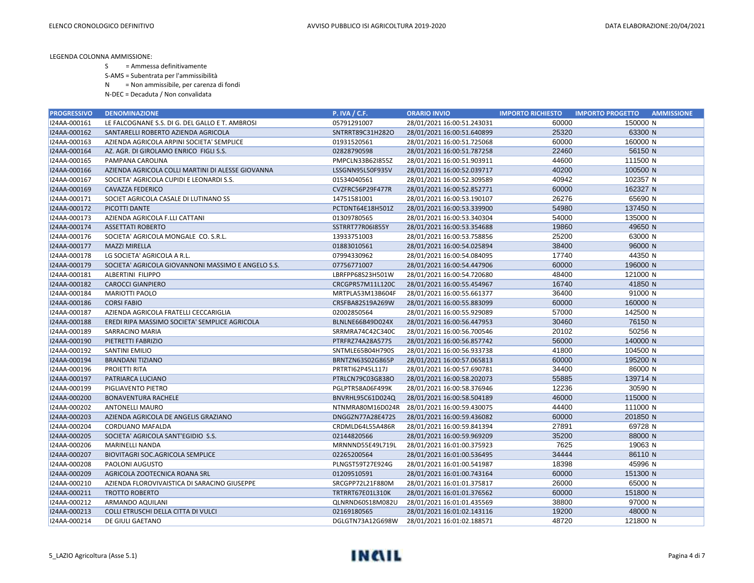LEGENDA COLONNA AMMISSIONE:

S = Ammessa definitivamente

S-AMS = Subentrata per l'ammissibilità

N = Non ammissibile, per carenza di fondi

N-DEC = Decaduta / Non convalidata

| PROGRESSIVO | DENOMINAZIONE | P. IVA / C.F. | ORARIO INVIO | IMPORTO RICHIESTO | IMPORTO PROGETTO | AMMISSIONE |
|---|---|---|---|---|---|---|
| I24AA-000161 | LE FALCOGNANE S.S. DI G. DEL GALLO E T. AMBROSI | 05791291007 | 28/01/2021 16:00:51.243031 | 60000 | 150000 | N |
| I24AA-000162 | SANTARELLI ROBERTO AZIENDA AGRICOLA | SNTRRT89C31H282O | 28/01/2021 16:00:51.640899 | 25320 | 63300 | N |
| I24AA-000163 | AZIENDA AGRICOLA ARPINI SOCIETA' SEMPLICE | 01931520561 | 28/01/2021 16:00:51.725068 | 60000 | 160000 | N |
| I24AA-000164 | AZ. AGR. DI GIROLAMO ENRICO FIGLI S.S. | 02828790598 | 28/01/2021 16:00:51.787258 | 22460 | 56150 | N |
| I24AA-000165 | PAMPANA CAROLINA | PMPCLN33B62I855Z | 28/01/2021 16:00:51.903911 | 44600 | 111500 | N |
| I24AA-000166 | AZIENDA AGRICOLA COLLI MARTINI DI ALESSE GIOVANNA | LSSGNN95L50F935V | 28/01/2021 16:00:52.039717 | 40200 | 100500 | N |
| I24AA-000167 | SOCIETA' AGRICOLA CUPIDI E LEONARDI S.S. | 01534040561 | 28/01/2021 16:00:52.309589 | 40942 | 102357 | N |
| I24AA-000169 | CAVAZZA FEDERICO | CVZFRC56P29F477R | 28/01/2021 16:00:52.852771 | 60000 | 162327 | N |
| I24AA-000171 | SOCIET AGRICOLA CASALE DI LUTINANO SS | 14751581001 | 28/01/2021 16:00:53.190107 | 26276 | 65690 | N |
| I24AA-000172 | PICOTTI DANTE | PCTDNT64E18H501Z | 28/01/2021 16:00:53.339900 | 54980 | 137450 | N |
| I24AA-000173 | AZIENDA AGRICOLA F.LLI CATTANI | 01309780565 | 28/01/2021 16:00:53.340304 | 54000 | 135000 | N |
| I24AA-000174 | ASSETTATI ROBERTO | SSTRRT77R06I855Y | 28/01/2021 16:00:53.354688 | 19860 | 49650 | N |
| I24AA-000176 | SOCIETA' AGRICOLA MONGALE CO. S.R.L. | 13933751003 | 28/01/2021 16:00:53.758856 | 25200 | 63000 | N |
| I24AA-000177 | MAZZI MIRELLA | 01883010561 | 28/01/2021 16:00:54.025894 | 38400 | 96000 | N |
| I24AA-000178 | LG SOCIETA' AGRICOLA A R.L. | 07994330962 | 28/01/2021 16:00:54.084095 | 17740 | 44350 | N |
| I24AA-000179 | SOCIETA' AGRICOLA GIOVANNONI MASSIMO E ANGELO S.S. | 07756771007 | 28/01/2021 16:00:54.447906 | 60000 | 196000 | N |
| I24AA-000181 | ALBERTINI FILIPPO | LBRFPP68S23H501W | 28/01/2021 16:00:54.720680 | 48400 | 121000 | N |
| I24AA-000182 | CAROCCI GIANPIERO | CRCGPR57M11L120C | 28/01/2021 16:00:55.454967 | 16740 | 41850 | N |
| I24AA-000184 | MARIOTTI PAOLO | MRTPLA53M13B604F | 28/01/2021 16:00:55.661377 | 36400 | 91000 | N |
| I24AA-000186 | CORSI FABIO | CRSFBA82S19A269W | 28/01/2021 16:00:55.883099 | 60000 | 160000 | N |
| I24AA-000187 | AZIENDA AGRICOLA FRATELLI CECCARIGLIA | 02002850564 | 28/01/2021 16:00:55.929089 | 57000 | 142500 | N |
| I24AA-000188 | EREDI RIPA MASSIMO SOCIETA' SEMPLICE AGRICOLA | BLNLNE66B49D024X | 28/01/2021 16:00:56.447953 | 30460 | 76150 | N |
| I24AA-000189 | SARRACINO MARIA | SRRMRA74C42C340C | 28/01/2021 16:00:56.700546 | 20102 | 50256 | N |
| I24AA-000190 | PIETRETTI FABRIZIO | PTRFRZ74A28A577S | 28/01/2021 16:00:56.857742 | 56000 | 140000 | N |
| I24AA-000192 | SANTINI EMILIO | SNTMLE65B04H790S | 28/01/2021 16:00:56.933738 | 41800 | 104500 | N |
| I24AA-000194 | BRANDANI TIZIANO | BRNTZN63S02G865P | 28/01/2021 16:00:57.065813 | 60000 | 195200 | N |
| I24AA-000196 | PROIETTI RITA | PRTRTI62P45L117J | 28/01/2021 16:00:57.690781 | 34400 | 86000 | N |
| I24AA-000197 | PATRIARCA LUCIANO | PTRLCN79C03G838O | 28/01/2021 16:00:58.202073 | 55885 | 139714 | N |
| I24AA-000199 | PIGLIAVENTO PIETRO | PGLPTR58A06F499K | 28/01/2021 16:00:58.376946 | 12236 | 30590 | N |
| I24AA-000200 | BONAVENTURA RACHELE | BNVRHL95C61D024Q | 28/01/2021 16:00:58.504189 | 46000 | 115000 | N |
| I24AA-000202 | ANTONELLI MAURO | NTNMRA80M16D024R | 28/01/2021 16:00:59.430075 | 44400 | 111000 | N |
| I24AA-000203 | AZIENDA AGRICOLA DE ANGELIS GRAZIANO | DNGGZN77A28E472S | 28/01/2021 16:00:59.436082 | 60000 | 201850 | N |
| I24AA-000204 | CORDUANO MAFALDA | CRDMLD64L55A486R | 28/01/2021 16:00:59.841394 | 27891 | 69728 | N |
| I24AA-000205 | SOCIETA' AGRICOLA SANT'EGIDIO S.S. | 02144820566 | 28/01/2021 16:00:59.969209 | 35200 | 88000 | N |
| I24AA-000206 | MARINELLI NANDA | MRNNND55E49L719L | 28/01/2021 16:01:00.375923 | 7625 | 19063 | N |
| I24AA-000207 | BIOVITAGRI SOC.AGRICOLA SEMPLICE | 02265200564 | 28/01/2021 16:01:00.536495 | 34444 | 86110 | N |
| I24AA-000208 | PAOLONI AUGUSTO | PLNGST59T27E924G | 28/01/2021 16:01:00.541987 | 18398 | 45996 | N |
| I24AA-000209 | AGRICOLA ZOOTECNICA ROANA SRL | 01209510591 | 28/01/2021 16:01:00.743164 | 60000 | 151300 | N |
| I24AA-000210 | AZIENDA FLOROVIVAISTICA DI SARACINO GIUSEPPE | SRCGPP72L21F880M | 28/01/2021 16:01:01.375817 | 26000 | 65000 | N |
| I24AA-000211 | TROTTO ROBERTO | TRTRRT67E01L310K | 28/01/2021 16:01:01.376562 | 60000 | 151800 | N |
| I24AA-000212 | ARMANDO AQUILANI | QLNRND60S18M082U | 28/01/2021 16:01:01.435569 | 38800 | 97000 | N |
| I24AA-000213 | COLLI ETRUSCHI DELLA CITTA DI VULCI | 02169180565 | 28/01/2021 16:01:02.143116 | 19200 | 48000 | N |
| I24AA-000214 | DE GIULI GAETANO | DGLGTN73A12G698W | 28/01/2021 16:01:02.188571 | 48720 | 121800 | N |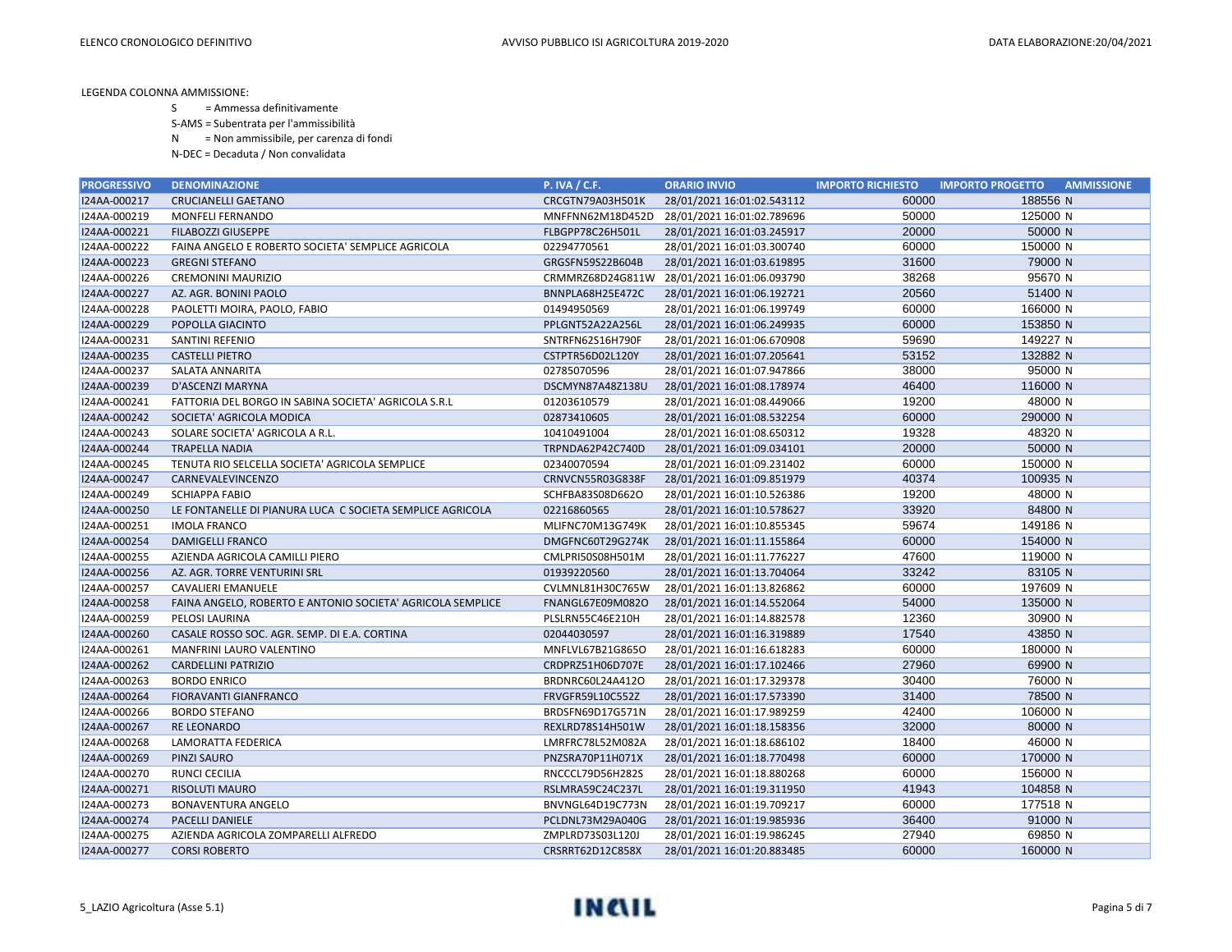LEGENDA COLONNA AMMISSIONE:

S = Ammessa definitivamente

S-AMS = Subentrata per l'ammissibilità

N = Non ammissibile, per carenza di fondi

N-DEC = Decaduta / Non convalidata

| PROGRESSIVO | DENOMINAZIONE | P. IVA / C.F. | ORARIO INVIO | IMPORTO RICHIESTO | IMPORTO PROGETTO | AMMISSIONE |
|---|---|---|---|---|---|---|
| I24AA-000217 | CRUCIANELLI GAETANO | CRCGTN79A03H501K | 28/01/2021 16:01:02.543112 | 60000 | 188556 | N |
| I24AA-000219 | MONFELI FERNANDO | MNFFNN62M18D452D | 28/01/2021 16:01:02.789696 | 50000 | 125000 | N |
| I24AA-000221 | FILABOZZI GIUSEPPE | FLBGPP78C26H501L | 28/01/2021 16:01:03.245917 | 20000 | 50000 | N |
| I24AA-000222 | FAINA ANGELO E ROBERTO SOCIETA' SEMPLICE AGRICOLA | 02294770561 | 28/01/2021 16:01:03.300740 | 60000 | 150000 | N |
| I24AA-000223 | GREGNI STEFANO | GRGSFN59S22B604B | 28/01/2021 16:01:03.619895 | 31600 | 79000 | N |
| I24AA-000226 | CREMONINI MAURIZIO | CRMMRZ68D24G811W | 28/01/2021 16:01:06.093790 | 38268 | 95670 | N |
| I24AA-000227 | AZ. AGR. BONINI PAOLO | BNNPLA68H25E472C | 28/01/2021 16:01:06.192721 | 20560 | 51400 | N |
| I24AA-000228 | PAOLETTI MOIRA, PAOLO, FABIO | 01494950569 | 28/01/2021 16:01:06.199749 | 60000 | 166000 | N |
| I24AA-000229 | POPOLLA GIACINTO | PPLGNT52A22A256L | 28/01/2021 16:01:06.249935 | 60000 | 153850 | N |
| I24AA-000231 | SANTINI REFENIO | SNTRFN62S16H790F | 28/01/2021 16:01:06.670908 | 59690 | 149227 | N |
| I24AA-000235 | CASTELLI PIETRO | CSTPTR56D02L120Y | 28/01/2021 16:01:07.205641 | 53152 | 132882 | N |
| I24AA-000237 | SALATA ANNARITA | 02785070596 | 28/01/2021 16:01:07.947866 | 38000 | 95000 | N |
| I24AA-000239 | D'ASCENZI MARYNA | DSCMYN87A48Z138U | 28/01/2021 16:01:08.178974 | 46400 | 116000 | N |
| I24AA-000241 | FATTORIA DEL BORGO IN SABINA SOCIETA' AGRICOLA S.R.L | 01203610579 | 28/01/2021 16:01:08.449066 | 19200 | 48000 | N |
| I24AA-000242 | SOCIETA' AGRICOLA MODICA | 02873410605 | 28/01/2021 16:01:08.532254 | 60000 | 290000 | N |
| I24AA-000243 | SOLARE SOCIETA' AGRICOLA A R.L. | 10410491004 | 28/01/2021 16:01:08.650312 | 19328 | 48320 | N |
| I24AA-000244 | TRAPELLA NADIA | TRPNDA62P42C740D | 28/01/2021 16:01:09.034101 | 20000 | 50000 | N |
| I24AA-000245 | TENUTA RIO SELCELLA SOCIETA' AGRICOLA SEMPLICE | 02340070594 | 28/01/2021 16:01:09.231402 | 60000 | 150000 | N |
| I24AA-000247 | CARNEVALEVINCENZO | CRNVCN55R03G838F | 28/01/2021 16:01:09.851979 | 40374 | 100935 | N |
| I24AA-000249 | SCHIAPPA FABIO | SCHFBA83S08D662O | 28/01/2021 16:01:10.526386 | 19200 | 48000 | N |
| I24AA-000250 | LE FONTANELLE DI PIANURA LUCA C SOCIETA SEMPLICE AGRICOLA | 02216860565 | 28/01/2021 16:01:10.578627 | 33920 | 84800 | N |
| I24AA-000251 | IMOLA FRANCO | MLIFNC70M13G749K | 28/01/2021 16:01:10.855345 | 59674 | 149186 | N |
| I24AA-000254 | DAMIGELLI FRANCO | DMGFNC60T29G274K | 28/01/2021 16:01:11.155864 | 60000 | 154000 | N |
| I24AA-000255 | AZIENDA AGRICOLA CAMILLI PIERO | CMLPRI50S08H501M | 28/01/2021 16:01:11.776227 | 47600 | 119000 | N |
| I24AA-000256 | AZ. AGR. TORRE VENTURINI SRL | 01939220560 | 28/01/2021 16:01:13.704064 | 33242 | 83105 | N |
| I24AA-000257 | CAVALIERI EMANUELE | CVLMNL81H30C765W | 28/01/2021 16:01:13.826862 | 60000 | 197609 | N |
| I24AA-000258 | FAINA ANGELO, ROBERTO E ANTONIO SOCIETA' AGRICOLA SEMPLICE | FNANGL67E09M082O | 28/01/2021 16:01:14.552064 | 54000 | 135000 | N |
| I24AA-000259 | PELOSI LAURINA | PLSLRN55C46E210H | 28/01/2021 16:01:14.882578 | 12360 | 30900 | N |
| I24AA-000260 | CASALE ROSSO SOC. AGR. SEMP. DI E.A. CORTINA | 02044030597 | 28/01/2021 16:01:16.319889 | 17540 | 43850 | N |
| I24AA-000261 | MANFRINI LAURO VALENTINO | MNFLVL67B21G865O | 28/01/2021 16:01:16.618283 | 60000 | 180000 | N |
| I24AA-000262 | CARDELLINI PATRIZIO | CRDPRZ51H06D707E | 28/01/2021 16:01:17.102466 | 27960 | 69900 | N |
| I24AA-000263 | BORDO ENRICO | BRDNRC60L24A412O | 28/01/2021 16:01:17.329378 | 30400 | 76000 | N |
| I24AA-000264 | FIORAVANTI GIANFRANCO | FRVGFR59L10C552Z | 28/01/2021 16:01:17.573390 | 31400 | 78500 | N |
| I24AA-000266 | BORDO STEFANO | BRDSFN69D17G571N | 28/01/2021 16:01:17.989259 | 42400 | 106000 | N |
| I24AA-000267 | RE LEONARDO | REXLRD78S14H501W | 28/01/2021 16:01:18.158356 | 32000 | 80000 | N |
| I24AA-000268 | LAMORATTA FEDERICA | LMRFRC78L52M082A | 28/01/2021 16:01:18.686102 | 18400 | 46000 | N |
| I24AA-000269 | PINZI SAURO | PNZSRA70P11H071X | 28/01/2021 16:01:18.770498 | 60000 | 170000 | N |
| I24AA-000270 | RUNCI CECILIA | RNCCCL79D56H282S | 28/01/2021 16:01:18.880268 | 60000 | 156000 | N |
| I24AA-000271 | RISOLUTI MAURO | RSLMRA59C24C237L | 28/01/2021 16:01:19.311950 | 41943 | 104858 | N |
| I24AA-000273 | BONAVENTURA ANGELO | BNVNGL64D19C773N | 28/01/2021 16:01:19.709217 | 60000 | 177518 | N |
| I24AA-000274 | PACELLI DANIELE | PCLDNL73M29A040G | 28/01/2021 16:01:19.985936 | 36400 | 91000 | N |
| I24AA-000275 | AZIENDA AGRICOLA ZOMPARELLI ALFREDO | ZMPLRD73S03L120J | 28/01/2021 16:01:19.986245 | 27940 | 69850 | N |
| I24AA-000277 | CORSI ROBERTO | CRSRRT62D12C858X | 28/01/2021 16:01:20.883485 | 60000 | 160000 | N |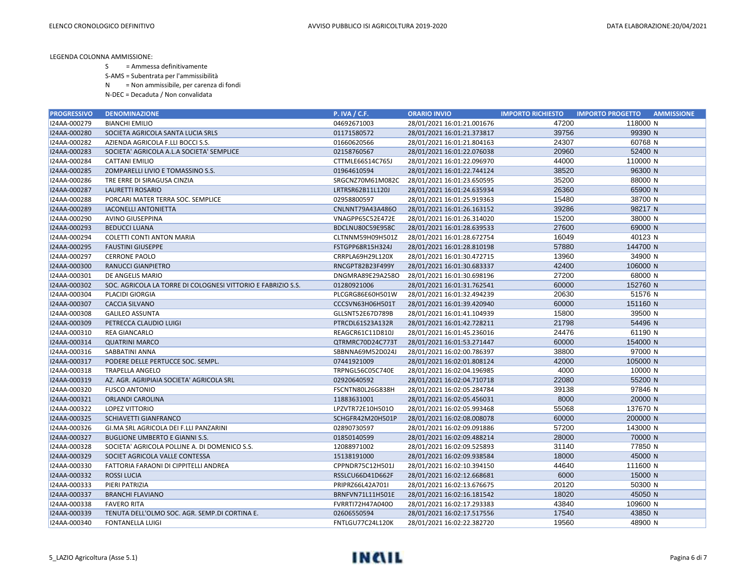LEGENDA COLONNA AMMISSIONE:

S = Ammessa definitivamente

S-AMS = Subentrata per l'ammissibilità

N = Non ammissibile, per carenza di fondi

N-DEC = Decaduta / Non convalidata

| PROGRESSIVO | DENOMINAZIONE | P. IVA / C.F. | ORARIO INVIO | IMPORTO RICHIESTO | IMPORTO PROGETTO | AMMISSIONE |
|---|---|---|---|---|---|---|
| I24AA-000279 | BIANCHI EMILIO | 04692671003 | 28/01/2021 16:01:21.001676 | 47200 | 118000 | N |
| I24AA-000280 | SOCIETA AGRICOLA SANTA LUCIA SRLS | 01171580572 | 28/01/2021 16:01:21.373817 | 39756 | 99390 | N |
| I24AA-000282 | AZIENDA AGRICOLA F.LLI BOCCI S.S. | 01660620566 | 28/01/2021 16:01:21.804163 | 24307 | 60768 | N |
| I24AA-000283 | SOCIETA' AGRICOLA A.L.A SOCIETA' SEMPLICE | 02158760567 | 28/01/2021 16:01:22.076038 | 20960 | 52400 | N |
| I24AA-000284 | CATTANI EMILIO | CTTMLE66S14C765J | 28/01/2021 16:01:22.096970 | 44000 | 110000 | N |
| I24AA-000285 | ZOMPARELLI LIVIO E TOMASSINO S.S. | 01964610594 | 28/01/2021 16:01:22.744124 | 38520 | 96300 | N |
| I24AA-000286 | TRE ERRE DI SIRAGUSA CINZIA | SRGCNZ70M61M082C | 28/01/2021 16:01:23.650595 | 35200 | 88000 | N |
| I24AA-000287 | LAURETTI ROSARIO | LRTRSR62B11L120J | 28/01/2021 16:01:24.635934 | 26360 | 65900 | N |
| I24AA-000288 | PORCARI MATER TERRA SOC. SEMPLICE | 02958800597 | 28/01/2021 16:01:25.919363 | 15480 | 38700 | N |
| I24AA-000289 | IACONELLI ANTONIETTA | CNLNNT79A43A486O | 28/01/2021 16:01:26.163152 | 39286 | 98217 | N |
| I24AA-000290 | AVINO GIUSEPPINA | VNAGPP65C52E472E | 28/01/2021 16:01:26.314020 | 15200 | 38000 | N |
| I24AA-000293 | BEDUCCI LUANA | BDCLNU80C59E958C | 28/01/2021 16:01:28.639533 | 27600 | 69000 | N |
| I24AA-000294 | COLETTI CONTI ANTON MARIA | CLTNNM59H09H501Z | 28/01/2021 16:01:28.672754 | 16049 | 40123 | N |
| I24AA-000295 | FAUSTINI GIUSEPPE | FSTGPP68R15H324J | 28/01/2021 16:01:28.810198 | 57880 | 144700 | N |
| I24AA-000297 | CERRONE PAOLO | CRRPLA69H29L120X | 28/01/2021 16:01:30.472715 | 13960 | 34900 | N |
| I24AA-000300 | RANUCCI GIANPIETRO | RNCGPT82B23F499Y | 28/01/2021 16:01:30.683337 | 42400 | 106000 | N |
| I24AA-000301 | DE ANGELIS MARIO | DNGMRA89E29A258O | 28/01/2021 16:01:30.698196 | 27200 | 68000 | N |
| I24AA-000302 | SOC. AGRICOLA LA TORRE DI COLOGNESI VITTORIO E FABRIZIO S.S. | 01280921006 | 28/01/2021 16:01:31.762541 | 60000 | 152760 | N |
| I24AA-000304 | PLACIDI GIORGIA | PLCGRG86E60H501W | 28/01/2021 16:01:32.494239 | 20630 | 51576 | N |
| I24AA-000307 | CACCIA SILVANO | CCCSVN63H06H501T | 28/01/2021 16:01:39.420940 | 60000 | 151160 | N |
| I24AA-000308 | GALILEO ASSUNTA | GLLSNT52E67D789B | 28/01/2021 16:01:41.104939 | 15800 | 39500 | N |
| I24AA-000309 | PETRECCA CLAUDIO LUIGI | PTRCDL61S23A132R | 28/01/2021 16:01:42.728211 | 21798 | 54496 | N |
| I24AA-000310 | REA GIANCARLO | REAGCR61C11D810J | 28/01/2021 16:01:45.236016 | 24476 | 61190 | N |
| I24AA-000314 | QUATRINI MARCO | QTRMRC70D24C773T | 28/01/2021 16:01:53.271447 | 60000 | 154000 | N |
| I24AA-000316 | SABBATINI ANNA | SBBNNA69M52D024J | 28/01/2021 16:02:00.786397 | 38800 | 97000 | N |
| I24AA-000317 | PODERE DELLE PERTUCCE SOC. SEMPL. | 07441921009 | 28/01/2021 16:02:01.808124 | 42000 | 105000 | N |
| I24AA-000318 | TRAPELLA ANGELO | TRPNGL56C05C740E | 28/01/2021 16:02:04.196985 | 4000 | 10000 | N |
| I24AA-000319 | AZ. AGR. AGRIPIAIA SOCIETA' AGRICOLA SRL | 02920640592 | 28/01/2021 16:02:04.710718 | 22080 | 55200 | N |
| I24AA-000320 | FUSCO ANTONIO | FSCNTN80L26G838H | 28/01/2021 16:02:05.284784 | 39138 | 97846 | N |
| I24AA-000321 | ORLANDI CAROLINA | 11883631001 | 28/01/2021 16:02:05.456031 | 8000 | 20000 | N |
| I24AA-000322 | LOPEZ VITTORIO | LPZVTR72E10H501O | 28/01/2021 16:02:05.993468 | 55068 | 137670 | N |
| I24AA-000325 | SCHIAVETTI GIANFRANCO | SCHGFR42M20H501P | 28/01/2021 16:02:08.008078 | 60000 | 200000 | N |
| I24AA-000326 | GI.MA SRL AGRICOLA DEI F.LLI PANZARINI | 02890730597 | 28/01/2021 16:02:09.091886 | 57200 | 143000 | N |
| I24AA-000327 | BUGLIONE UMBERTO E GIANNI S.S. | 01850140599 | 28/01/2021 16:02:09.488214 | 28000 | 70000 | N |
| I24AA-000328 | SOCIETA' AGRICOLA POLLINE A. DI DOMENICO S.S. | 12088971002 | 28/01/2021 16:02:09.525893 | 31140 | 77850 | N |
| I24AA-000329 | SOCIET AGRICOLA VALLE CONTESSA | 15138191000 | 28/01/2021 16:02:09.938584 | 18000 | 45000 | N |
| I24AA-000330 | FATTORIA FARAONI DI CIPPITELLI ANDREA | CPPNDR75C12H501J | 28/01/2021 16:02:10.394150 | 44640 | 111600 | N |
| I24AA-000332 | ROSSI LUCIA | RSSLCU66D41D662F | 28/01/2021 16:02:12.668681 | 6000 | 15000 | N |
| I24AA-000333 | PIERI PATRIZIA | PRIPRZ66L42A701I | 28/01/2021 16:02:13.676675 | 20120 | 50300 | N |
| I24AA-000337 | BRANCHI FLAVIANO | BRNFVN71L11H501E | 28/01/2021 16:02:16.181542 | 18020 | 45050 | N |
| I24AA-000338 | FAVERO RITA | FVRRTI72H47A040O | 28/01/2021 16:02:17.293383 | 43840 | 109600 | N |
| I24AA-000339 | TENUTA DELL'OLMO SOC. AGR. SEMP.DI CORTINA E. | 02606550594 | 28/01/2021 16:02:17.517556 | 17540 | 43850 | N |
| I24AA-000340 | FONTANELLA LUIGI | FNTLGU77C24L120K | 28/01/2021 16:02:22.382720 | 19560 | 48900 | N |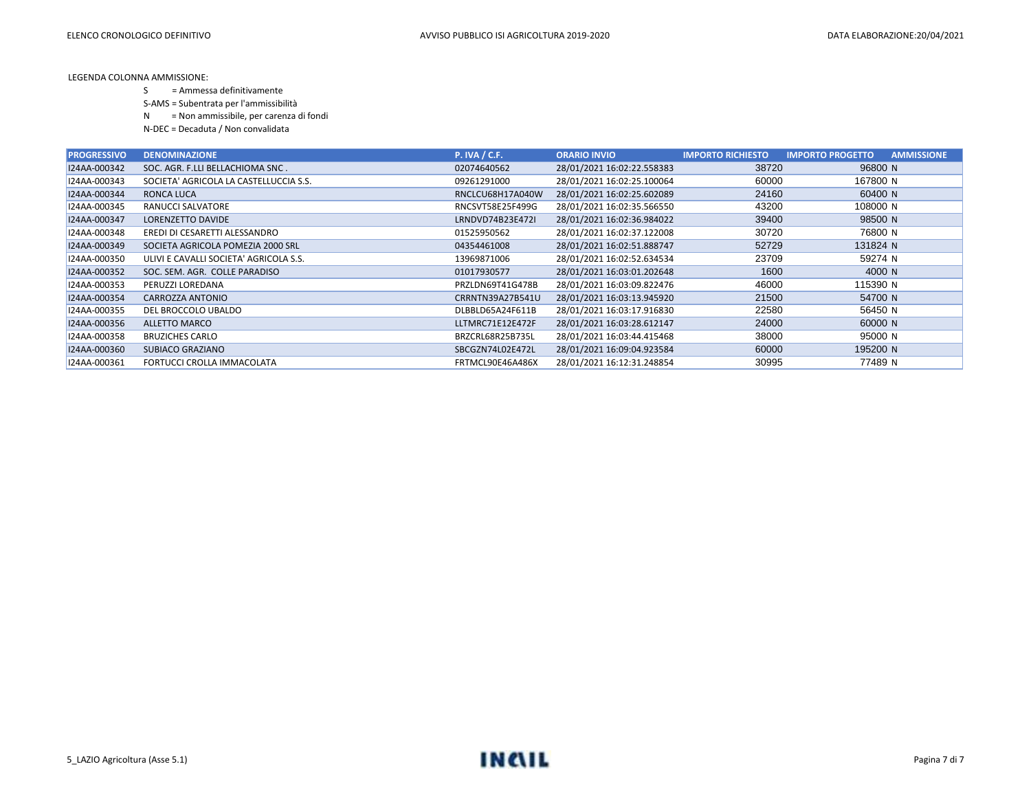LEGENDA COLONNA AMMISSIONE:

- S = Ammessa definitivamente
- S-AMS = Subentrata per l'ammissibilità
- N = Non ammissibile, per carenza di fondi
- N-DEC = Decaduta / Non convalidata

| PROGRESSIVO | DENOMINAZIONE | P. IVA / C.F. | ORARIO INVIO | IMPORTO RICHIESTO | IMPORTO PROGETTO | AMMISSIONE |
|---|---|---|---|---|---|---|
| I24AA-000342 | SOC. AGR. F.LLI BELLACHIOMA SNC . | 02074640562 | 28/01/2021 16:02:22.558383 | 38720 | 96800 | N |
| I24AA-000343 | SOCIETA' AGRICOLA LA CASTELLUCCIA S.S. | 09261291000 | 28/01/2021 16:02:25.100064 | 60000 | 167800 | N |
| I24AA-000344 | RONCA LUCA | RNCLCU68H17A040W | 28/01/2021 16:02:25.602089 | 24160 | 60400 | N |
| I24AA-000345 | RANUCCI SALVATORE | RNCSVT58E25F499G | 28/01/2021 16:02:35.566550 | 43200 | 108000 | N |
| I24AA-000347 | LORENZETTO DAVIDE | LRNDVD74B23E472I | 28/01/2021 16:02:36.984022 | 39400 | 98500 | N |
| I24AA-000348 | EREDI DI CESARETTI ALESSANDRO | 01525950562 | 28/01/2021 16:02:37.122008 | 30720 | 76800 | N |
| I24AA-000349 | SOCIETA AGRICOLA POMEZIA 2000 SRL | 04354461008 | 28/01/2021 16:02:51.888747 | 52729 | 131824 | N |
| I24AA-000350 | ULIVI E CAVALLI SOCIETA' AGRICOLA S.S. | 13969871006 | 28/01/2021 16:02:52.634534 | 23709 | 59274 | N |
| I24AA-000352 | SOC. SEM. AGR. COLLE PARADISO | 01017930577 | 28/01/2021 16:03:01.202648 | 1600 | 4000 | N |
| I24AA-000353 | PERUZZI LOREDANA | PRZLDN69T41G478B | 28/01/2021 16:03:09.822476 | 46000 | 115390 | N |
| I24AA-000354 | CARROZZA ANTONIO | CRRNTN39A27B541U | 28/01/2021 16:03:13.945920 | 21500 | 54700 | N |
| I24AA-000355 | DEL BROCCOLO UBALDO | DLBBLD65A24F611B | 28/01/2021 16:03:17.916830 | 22580 | 56450 | N |
| I24AA-000356 | ALLETTO MARCO | LLTMRC71E12E472F | 28/01/2021 16:03:28.612147 | 24000 | 60000 | N |
| I24AA-000358 | BRUZICHES CARLO | BRZCRL68R25B735L | 28/01/2021 16:03:44.415468 | 38000 | 95000 | N |
| I24AA-000360 | SUBIACO GRAZIANO | SBCGZN74L02E472L | 28/01/2021 16:09:04.923584 | 60000 | 195200 | N |
| I24AA-000361 | FORTUCCI CROLLA IMMACOLATA | FRTMCL90E46A486X | 28/01/2021 16:12:31.248854 | 30995 | 77489 | N |